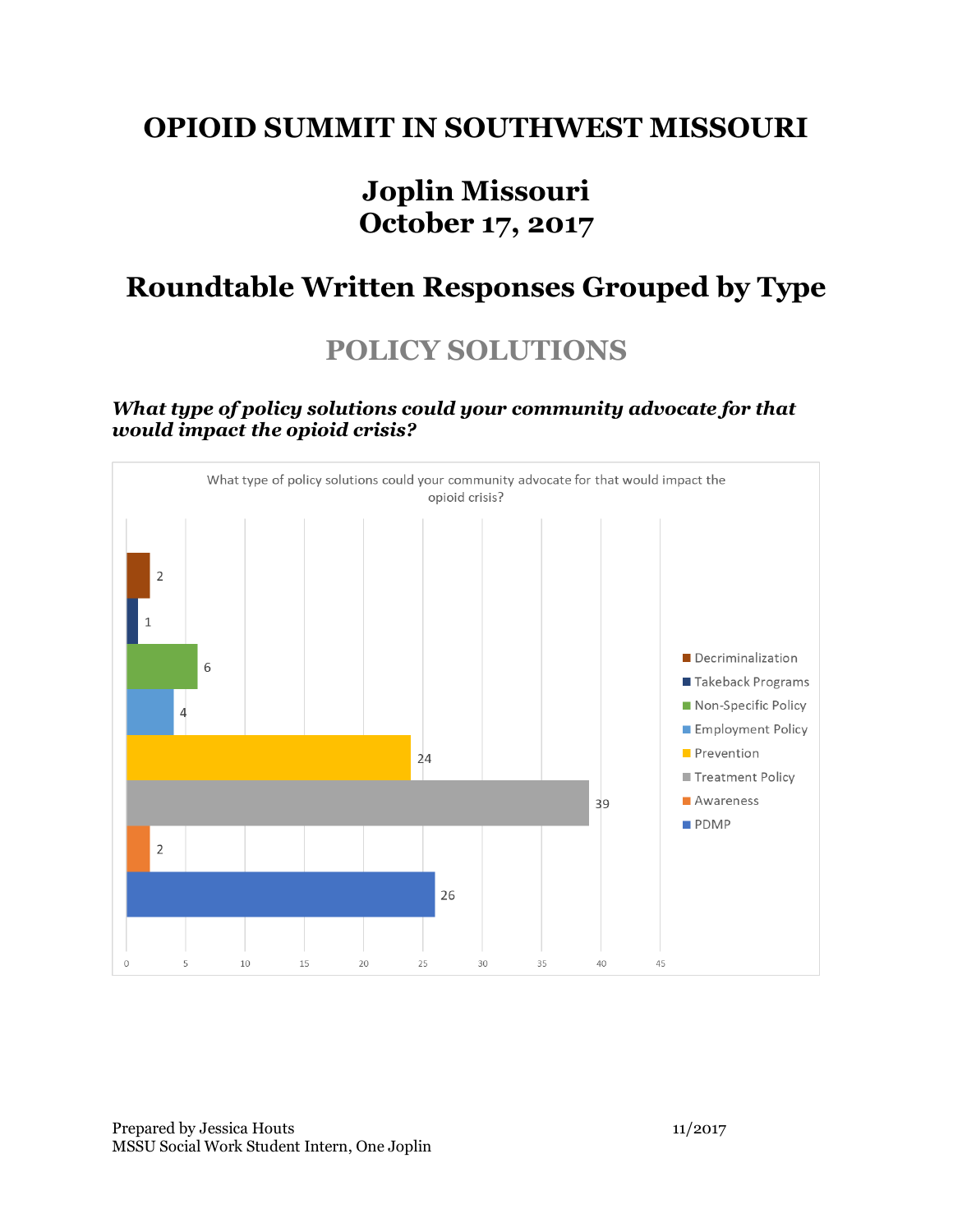# OPIOID SUMMIT IN SOUTHWEST MISSOURI

## Joplin Missouri
## October 17, 2017

## Roundtable Written Responses Grouped by Type

## POLICY SOLUTIONS

***What type of policy solutions could your community advocate for that would impact the opioid crisis?***

What type of policy solutions could your community advocate for that would impact the opioid crisis?

| Category | Responses |
|---|---|
| Decriminalization | 2 |
| Takeback Programs | 1 |
| Non-Specific Policy | 6 |
| Employment Policy | 4 |
| Prevention | 24 |
| Treatment Policy | 39 |
| Awareness | 2 |
| PDMP | 26 |

Prepared by Jessica Houts
MSSU Social Work Student Intern, One Joplin

11/2017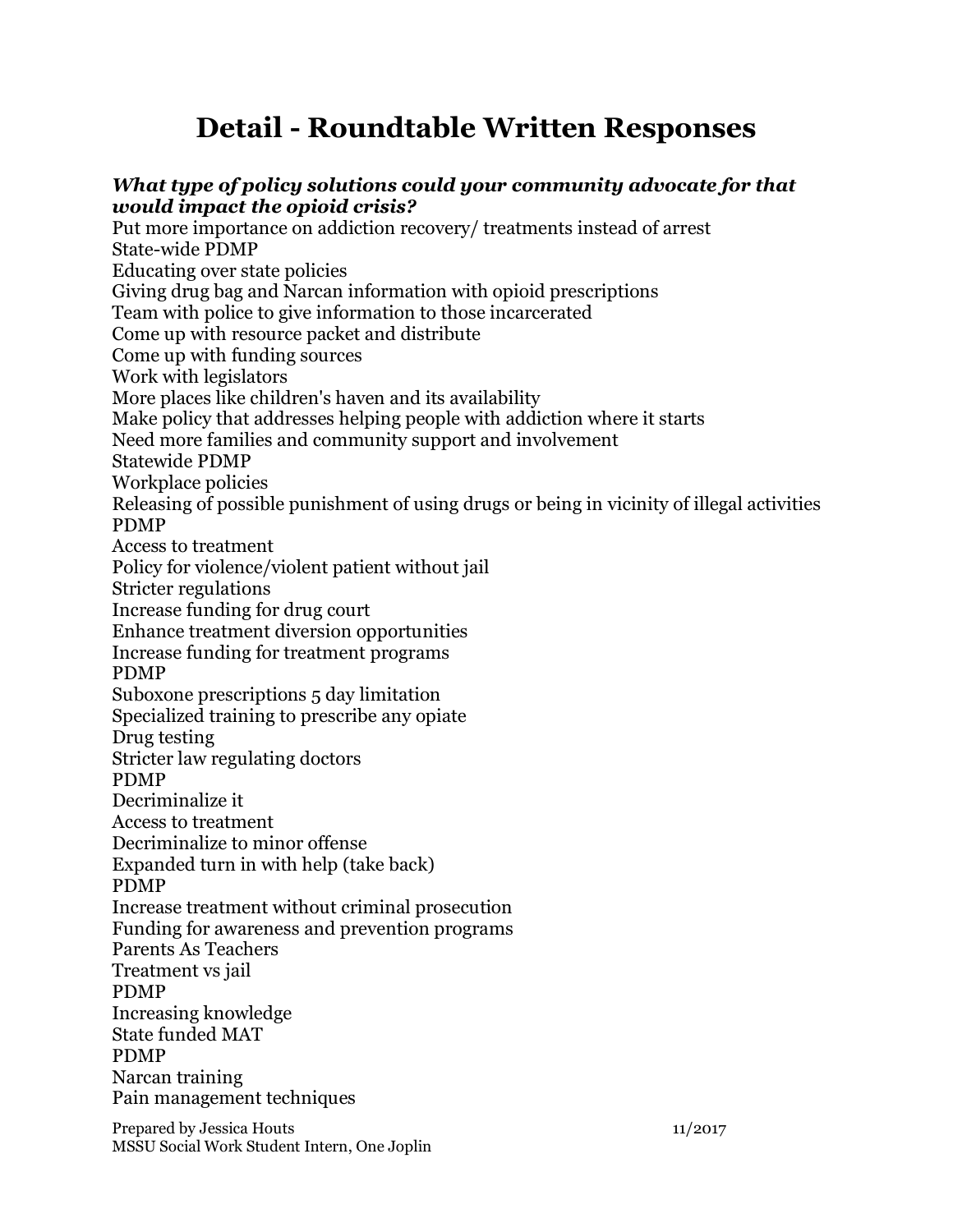# Detail - Roundtable Written Responses

***What type of policy solutions could your community advocate for that would impact the opioid crisis?***

Put more importance on addiction recovery/ treatments instead of arrest
State-wide PDMP
Educating over state policies
Giving drug bag and Narcan information with opioid prescriptions
Team with police to give information to those incarcerated
Come up with resource packet and distribute
Come up with funding sources
Work with legislators
More places like children's haven and its availability
Make policy that addresses helping people with addiction where it starts
Need more families and community support and involvement
Statewide PDMP
Workplace policies
Releasing of possible punishment of using drugs or being in vicinity of illegal activities
PDMP
Access to treatment
Policy for violence/violent patient without jail
Stricter regulations
Increase funding for drug court
Enhance treatment diversion opportunities
Increase funding for treatment programs
PDMP
Suboxone prescriptions 5 day limitation
Specialized training to prescribe any opiate
Drug testing
Stricter law regulating doctors
PDMP
Decriminalize it
Access to treatment
Decriminalize to minor offense
Expanded turn in with help (take back)
PDMP
Increase treatment without criminal prosecution
Funding for awareness and prevention programs
Parents As Teachers
Treatment vs jail
PDMP
Increasing knowledge
State funded MAT
PDMP
Narcan training
Pain management techniques

Prepared by Jessica Houts
MSSU Social Work Student Intern, One Joplin
11/2017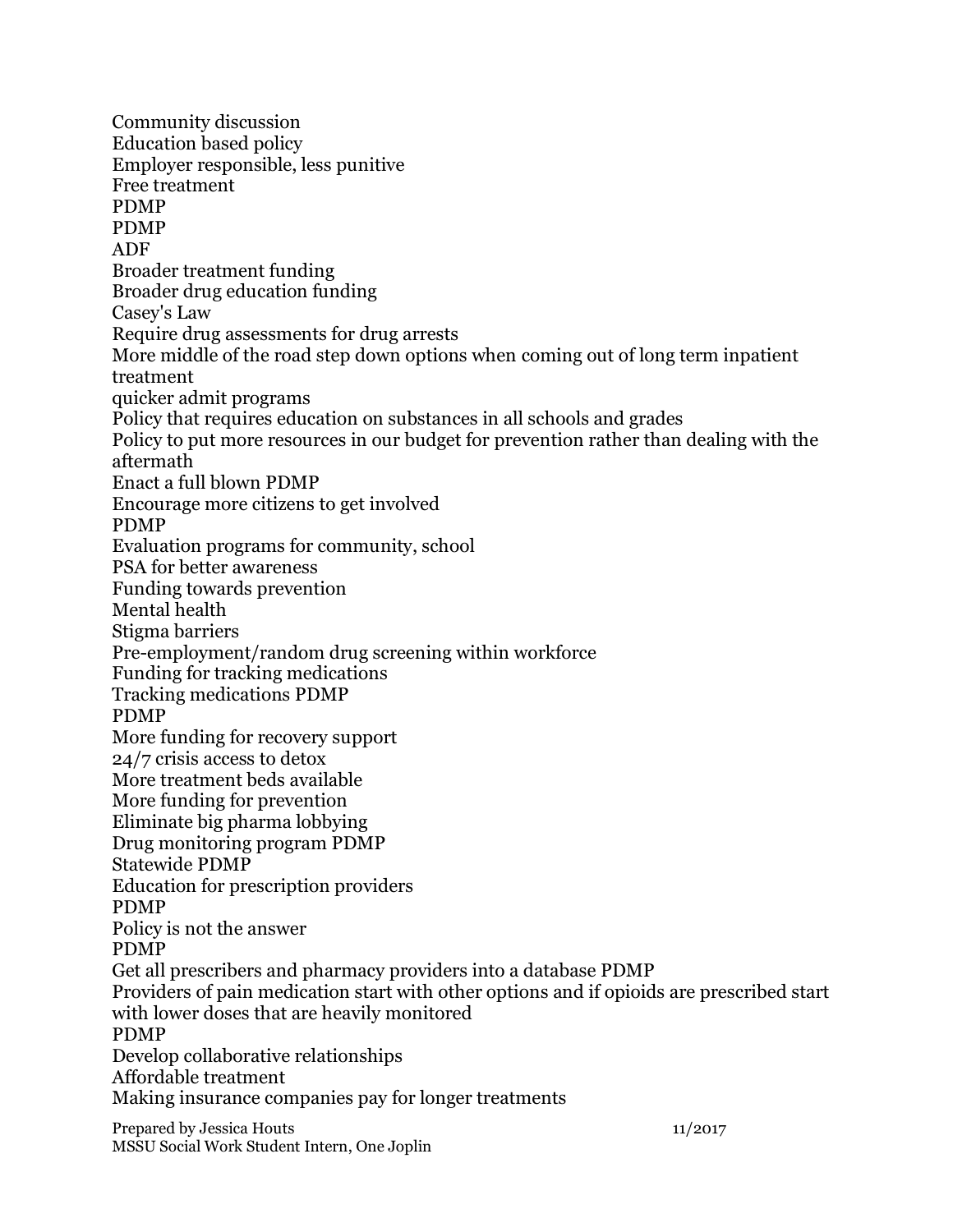Community discussion
Education based policy
Employer responsible, less punitive
Free treatment
PDMP
PDMP
ADF
Broader treatment funding
Broader drug education funding
Casey's Law
Require drug assessments for drug arrests
More middle of the road step down options when coming out of long term inpatient treatment
quicker admit programs
Policy that requires education on substances in all schools and grades
Policy to put more resources in our budget for prevention rather than dealing with the aftermath
Enact a full blown PDMP
Encourage more citizens to get involved
PDMP
Evaluation programs for community, school
PSA for better awareness
Funding towards prevention
Mental health
Stigma barriers
Pre-employment/random drug screening within workforce
Funding for tracking medications
Tracking medications PDMP
PDMP
More funding for recovery support
24/7 crisis access to detox
More treatment beds available
More funding for prevention
Eliminate big pharma lobbying
Drug monitoring program PDMP
Statewide PDMP
Education for prescription providers
PDMP
Policy is not the answer
PDMP
Get all prescribers and pharmacy providers into a database PDMP
Providers of pain medication start with other options and if opioids are prescribed start with lower doses that are heavily monitored
PDMP
Develop collaborative relationships
Affordable treatment
Making insurance companies pay for longer treatments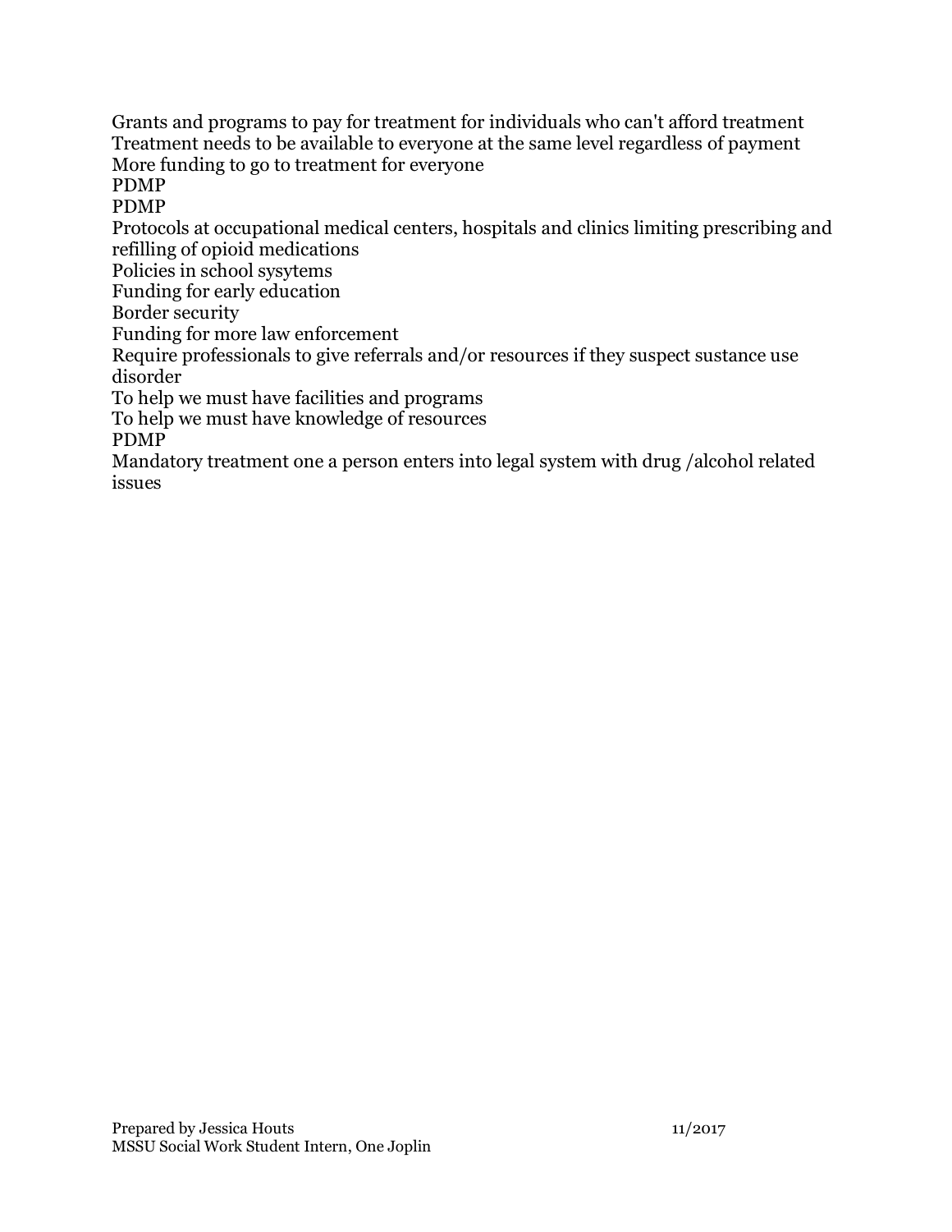Grants and programs to pay for treatment for individuals who can't afford treatment

Treatment needs to be available to everyone at the same level regardless of payment

More funding to go to treatment for everyone

PDMP

PDMP

Protocols at occupational medical centers, hospitals and clinics limiting prescribing and refilling of opioid medications

Policies in school sysytems

Funding for early education

Border security

Funding for more law enforcement

Require professionals to give referrals and/or resources if they suspect sustance use disorder

To help we must have facilities and programs

To help we must have knowledge of resources

PDMP

Mandatory treatment one a person enters into legal system with drug /alcohol related issues